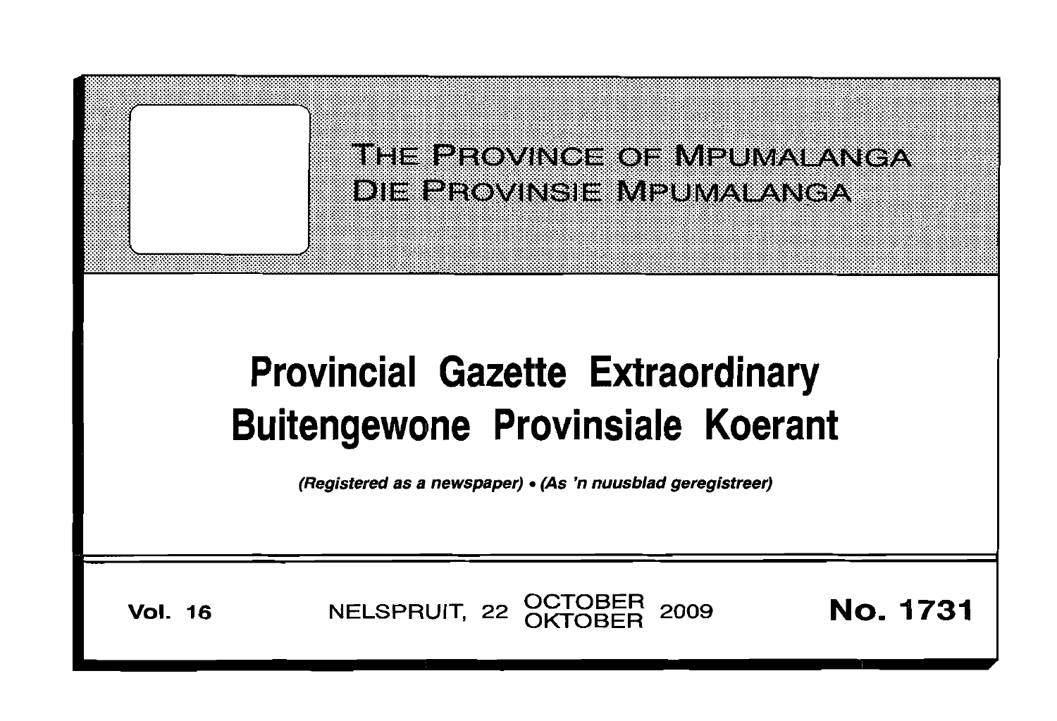# THE PROVINCE OF MPUMALANGA
# DIE PROVINSIE MPUMALANGA

# Provincial Gazette Extraordinary
# Buitengewone Provinsiale Koerant

*(Registered as a newspaper) • (As 'n nuusblad geregistreer)*

**Vol. 16** NELSPRUIT, 22 OCTOBER OKTOBER 2009 **No. 1731**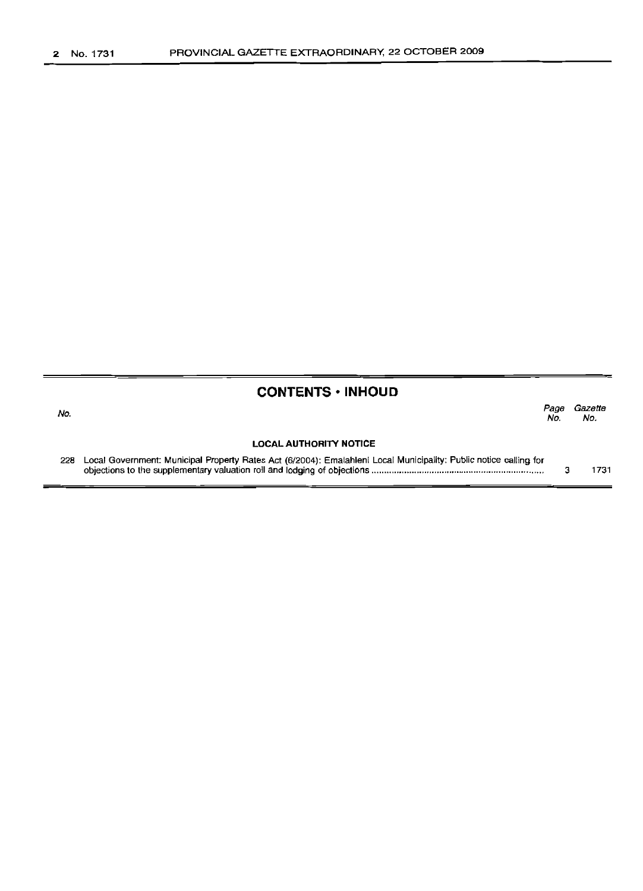## CONTENTS • INHOUD

| No. | | Page No. | Gazette No. |
|---|---|---|---|
| | **LOCAL AUTHORITY NOTICE** | | |
| 228 | Local Government: Municipal Property Rates Act (6/2004): Emalahleni Local Municipality: Public notice calling for objections to the supplementary valuation roll and lodging of objections | 3 | 1731 |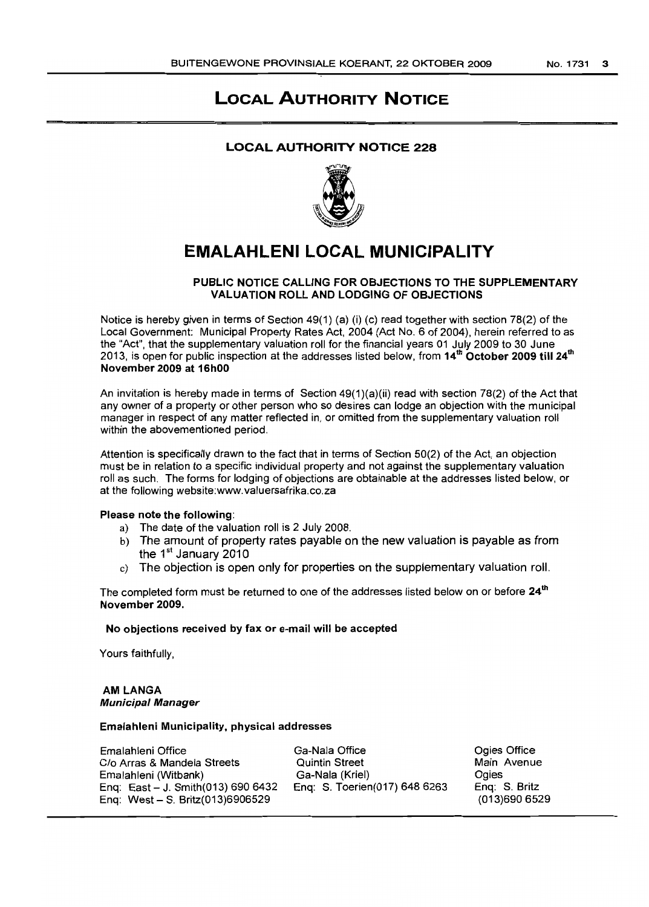# LOCAL AUTHORITY NOTICE

## LOCAL AUTHORITY NOTICE 228

# EMALAHLENI LOCAL MUNICIPALITY

### PUBLIC NOTICE CALLING FOR OBJECTIONS TO THE SUPPLEMENTARY VALUATION ROLL AND LODGING OF OBJECTIONS

Notice is hereby given in terms of Section 49(1) (a) (i) (c) read together with section 78(2) of the Local Government: Municipal Property Rates Act, 2004 (Act No. 6 of 2004), herein referred to as the "Act", that the supplementary valuation roll for the financial years 01 July 2009 to 30 June 2013, is open for public inspection at the addresses listed below, from **14th October 2009 till 24th November 2009 at 16h00**

An invitation is hereby made in terms of Section 49(1)(a)(ii) read with section 78(2) of the Act that any owner of a property or other person who so desires can lodge an objection with the municipal manager in respect of any matter reflected in, or omitted from the supplementary valuation roll within the abovementioned period.

Attention is specifically drawn to the fact that in terms of Section 50(2) of the Act, an objection must be in relation to a specific individual property and not against the supplementary valuation roll as such. The forms for lodging of objections are obtainable at the addresses listed below, or at the following website:www.valuersafrika.co.za

**Please note the following:**

a) The date of the valuation roll is 2 July 2008.
b) The amount of property rates payable on the new valuation is payable as from the 1st January 2010
c) The objection is open only for properties on the supplementary valuation roll.

The completed form must be returned to one of the addresses listed below on or before **24th November 2009.**

**No objections received by fax or e-mail will be accepted**

Yours faithfully,

**AM LANGA**
***Municipal Manager***

**Emalahleni Municipality, physical addresses**

| | | |
|---|---|---|
| Emalahleni Office | Ga-Nala Office | Ogies Office |
| C/o Arras & Mandela Streets | Quintin Street | Main Avenue |
| Emalahleni (Witbank) | Ga-Nala (Kriel) | Ogies |
| Enq: East – J. Smith(013) 690 6432 | Enq: S. Toerien(017) 648 6263 | Enq: S. Britz |
| Enq: West – S. Britz(013)6906529 | | (013)690 6529 |